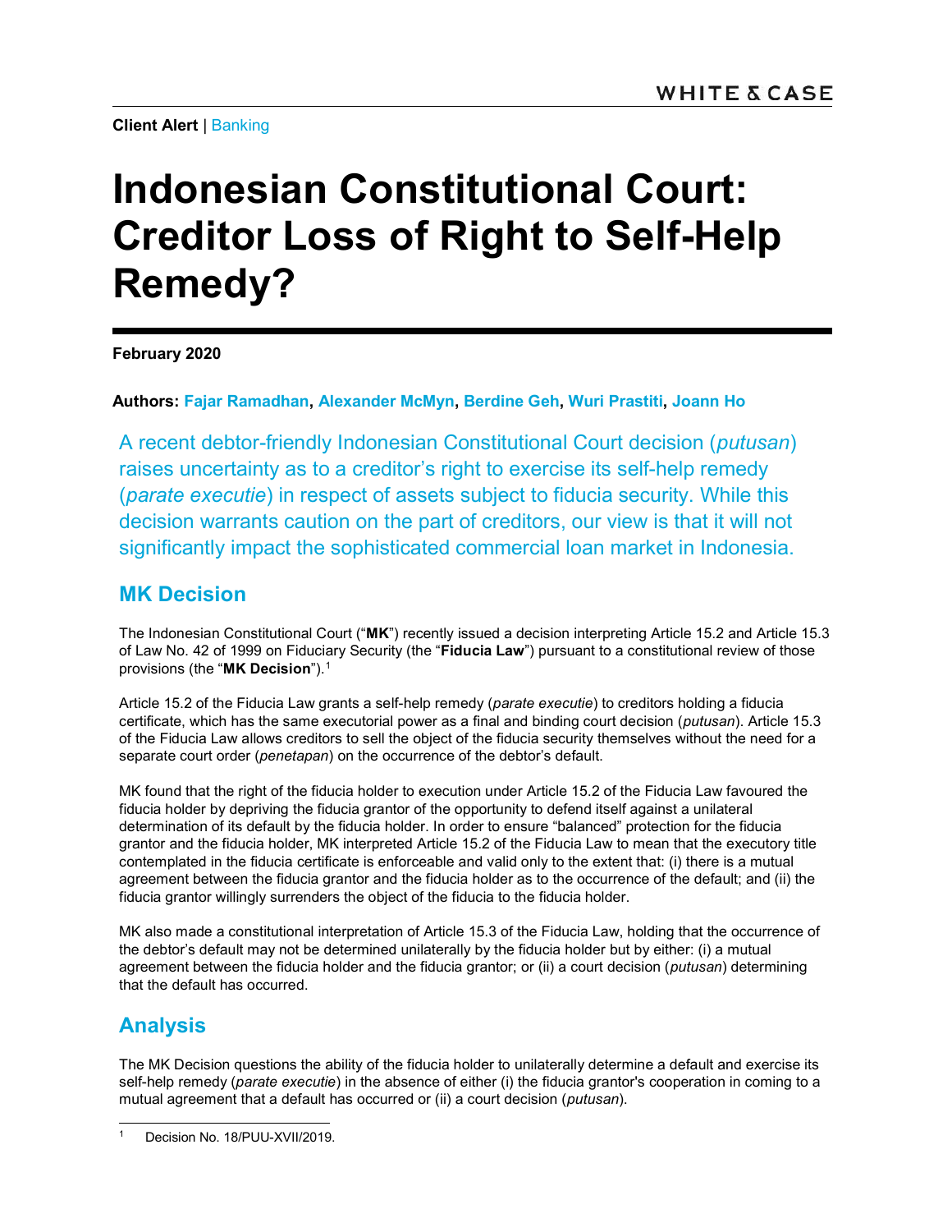**Client Alert** | Banking

# Indonesian Constitutional Court: Creditor Loss of Right to Self-Help Remedy?

**February 2020**

**Authors: Fajar Ramadhan, Alexander McMyn, Berdine Geh, Wuri Prastiti, Joann Ho**

A recent debtor-friendly Indonesian Constitutional Court decision (*putusan*) raises uncertainty as to a creditor's right to exercise its self-help remedy (*parate executie*) in respect of assets subject to fiducia security. While this decision warrants caution on the part of creditors, our view is that it will not significantly impact the sophisticated commercial loan market in Indonesia.

## MK Decision

The Indonesian Constitutional Court ("**MK**") recently issued a decision interpreting Article 15.2 and Article 15.3 of Law No. 42 of 1999 on Fiduciary Security (the "**Fiducia Law**") pursuant to a constitutional review of those provisions (the "**MK Decision**").[1]

Article 15.2 of the Fiducia Law grants a self-help remedy (*parate executie*) to creditors holding a fiducia certificate, which has the same executorial power as a final and binding court decision (*putusan*). Article 15.3 of the Fiducia Law allows creditors to sell the object of the fiducia security themselves without the need for a separate court order (*penetapan*) on the occurrence of the debtor's default.

MK found that the right of the fiducia holder to execution under Article 15.2 of the Fiducia Law favoured the fiducia holder by depriving the fiducia grantor of the opportunity to defend itself against a unilateral determination of its default by the fiducia holder. In order to ensure "balanced" protection for the fiducia grantor and the fiducia holder, MK interpreted Article 15.2 of the Fiducia Law to mean that the executory title contemplated in the fiducia certificate is enforceable and valid only to the extent that: (i) there is a mutual agreement between the fiducia grantor and the fiducia holder as to the occurrence of the default; and (ii) the fiducia grantor willingly surrenders the object of the fiducia to the fiducia holder.

MK also made a constitutional interpretation of Article 15.3 of the Fiducia Law, holding that the occurrence of the debtor's default may not be determined unilaterally by the fiducia holder but by either: (i) a mutual agreement between the fiducia holder and the fiducia grantor; or (ii) a court decision (*putusan*) determining that the default has occurred.

## Analysis

The MK Decision questions the ability of the fiducia holder to unilaterally determine a default and exercise its self-help remedy (*parate executie*) in the absence of either (i) the fiducia grantor's cooperation in coming to a mutual agreement that a default has occurred or (ii) a court decision (*putusan*).

[1] Decision No. 18/PUU-XVII/2019.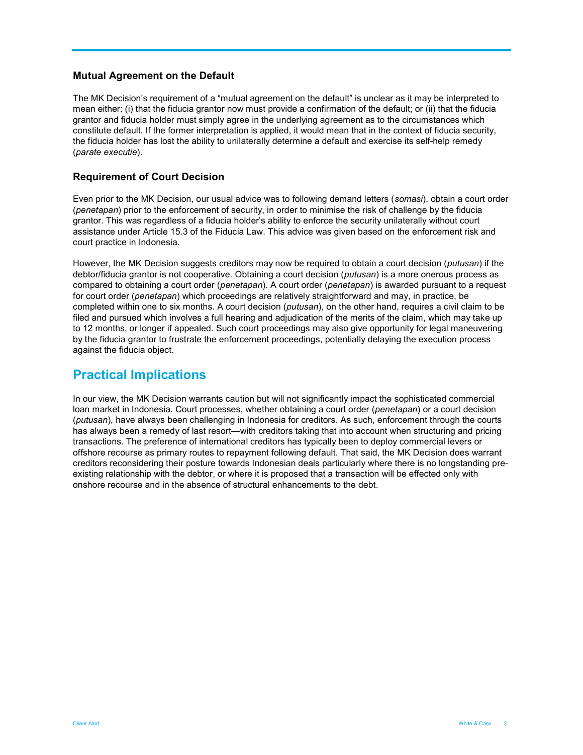### Mutual Agreement on the Default

The MK Decision's requirement of a "mutual agreement on the default" is unclear as it may be interpreted to mean either: (i) that the fiducia grantor now must provide a confirmation of the default; or (ii) that the fiducia grantor and fiducia holder must simply agree in the underlying agreement as to the circumstances which constitute default. If the former interpretation is applied, it would mean that in the context of fiducia security, the fiducia holder has lost the ability to unilaterally determine a default and exercise its self-help remedy (*parate executie*).

### Requirement of Court Decision

Even prior to the MK Decision, our usual advice was to following demand letters (*somasi*), obtain a court order (*penetapan*) prior to the enforcement of security, in order to minimise the risk of challenge by the fiducia grantor. This was regardless of a fiducia holder's ability to enforce the security unilaterally without court assistance under Article 15.3 of the Fiducia Law. This advice was given based on the enforcement risk and court practice in Indonesia.

However, the MK Decision suggests creditors may now be required to obtain a court decision (*putusan*) if the debtor/fiducia grantor is not cooperative. Obtaining a court decision (*putusan*) is a more onerous process as compared to obtaining a court order (*penetapan*). A court order (*penetapan*) is awarded pursuant to a request for court order (*penetapan*) which proceedings are relatively straightforward and may, in practice, be completed within one to six months. A court decision (*putusan*), on the other hand, requires a civil claim to be filed and pursued which involves a full hearing and adjudication of the merits of the claim, which may take up to 12 months, or longer if appealed. Such court proceedings may also give opportunity for legal maneuvering by the fiducia grantor to frustrate the enforcement proceedings, potentially delaying the execution process against the fiducia object.

## Practical Implications

In our view, the MK Decision warrants caution but will not significantly impact the sophisticated commercial loan market in Indonesia. Court processes, whether obtaining a court order (*penetapan*) or a court decision (*putusan*), have always been challenging in Indonesia for creditors. As such, enforcement through the courts has always been a remedy of last resort—with creditors taking that into account when structuring and pricing transactions. The preference of international creditors has typically been to deploy commercial levers or offshore recourse as primary routes to repayment following default. That said, the MK Decision does warrant creditors reconsidering their posture towards Indonesian deals particularly where there is no longstanding pre-existing relationship with the debtor, or where it is proposed that a transaction will be effected only with onshore recourse and in the absence of structural enhancements to the debt.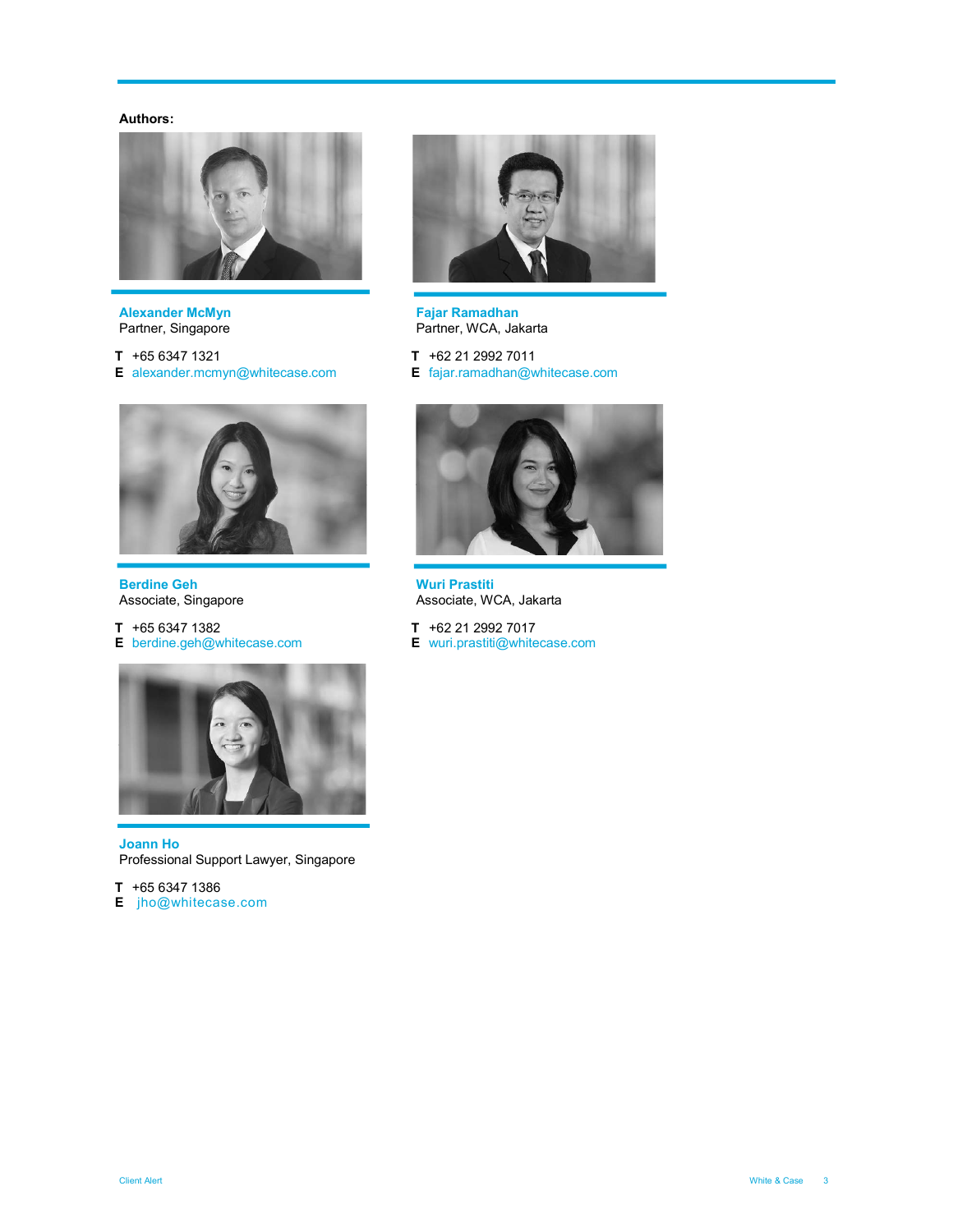**Authors:**

**Alexander McMyn**
Partner, Singapore

**T** +65 6347 1321
**E** alexander.mcmyn@whitecase.com

**Fajar Ramadhan**
Partner, WCA, Jakarta

**T** +62 21 2992 7011
**E** fajar.ramadhan@whitecase.com

**Berdine Geh**
Associate, Singapore

**T** +65 6347 1382
**E** berdine.geh@whitecase.com

**Wuri Prastiti**
Associate, WCA, Jakarta

**T** +62 21 2992 7017
**E** wuri.prastiti@whitecase.com

**Joann Ho**
Professional Support Lawyer, Singapore

**T** +65 6347 1386
**E** jho@whitecase.com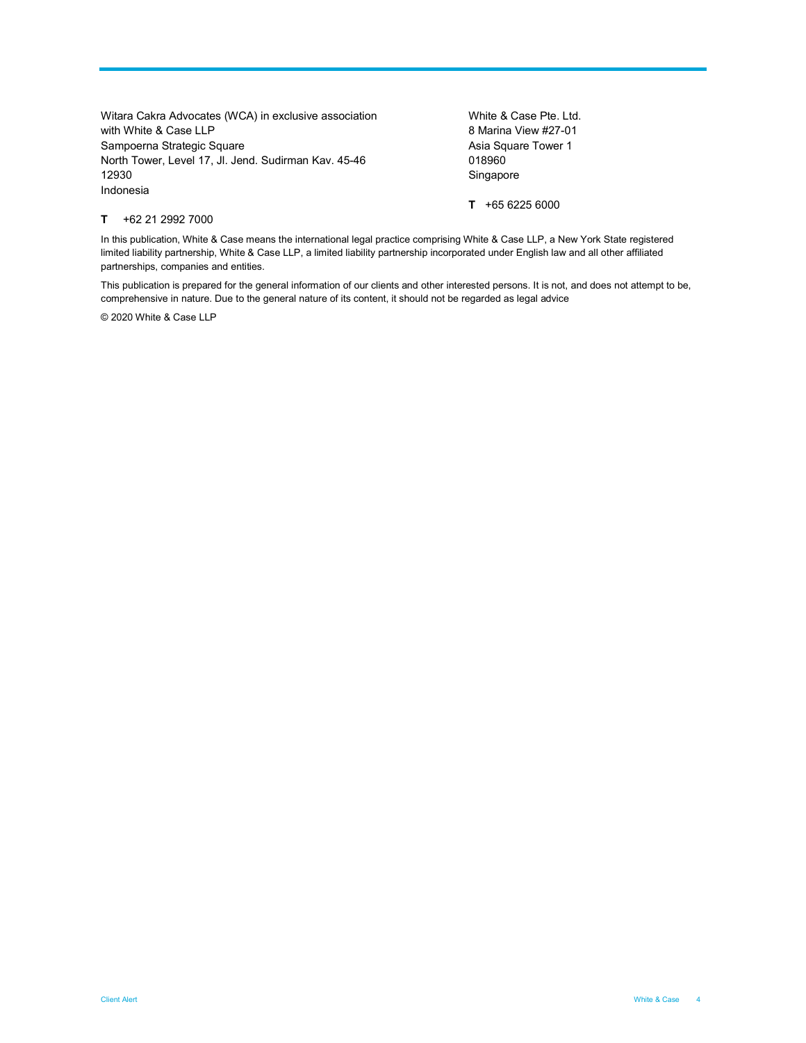Witara Cakra Advocates (WCA) in exclusive association with White & Case LLP
Sampoerna Strategic Square
North Tower, Level 17, Jl. Jend. Sudirman Kav. 45-46
12930
Indonesia

**T** +62 21 2992 7000

White & Case Pte. Ltd.
8 Marina View #27-01
Asia Square Tower 1
018960
Singapore

**T** +65 6225 6000

In this publication, White & Case means the international legal practice comprising White & Case LLP, a New York State registered limited liability partnership, White & Case LLP, a limited liability partnership incorporated under English law and all other affiliated partnerships, companies and entities.

This publication is prepared for the general information of our clients and other interested persons. It is not, and does not attempt to be, comprehensive in nature. Due to the general nature of its content, it should not be regarded as legal advice

© 2020 White & Case LLP